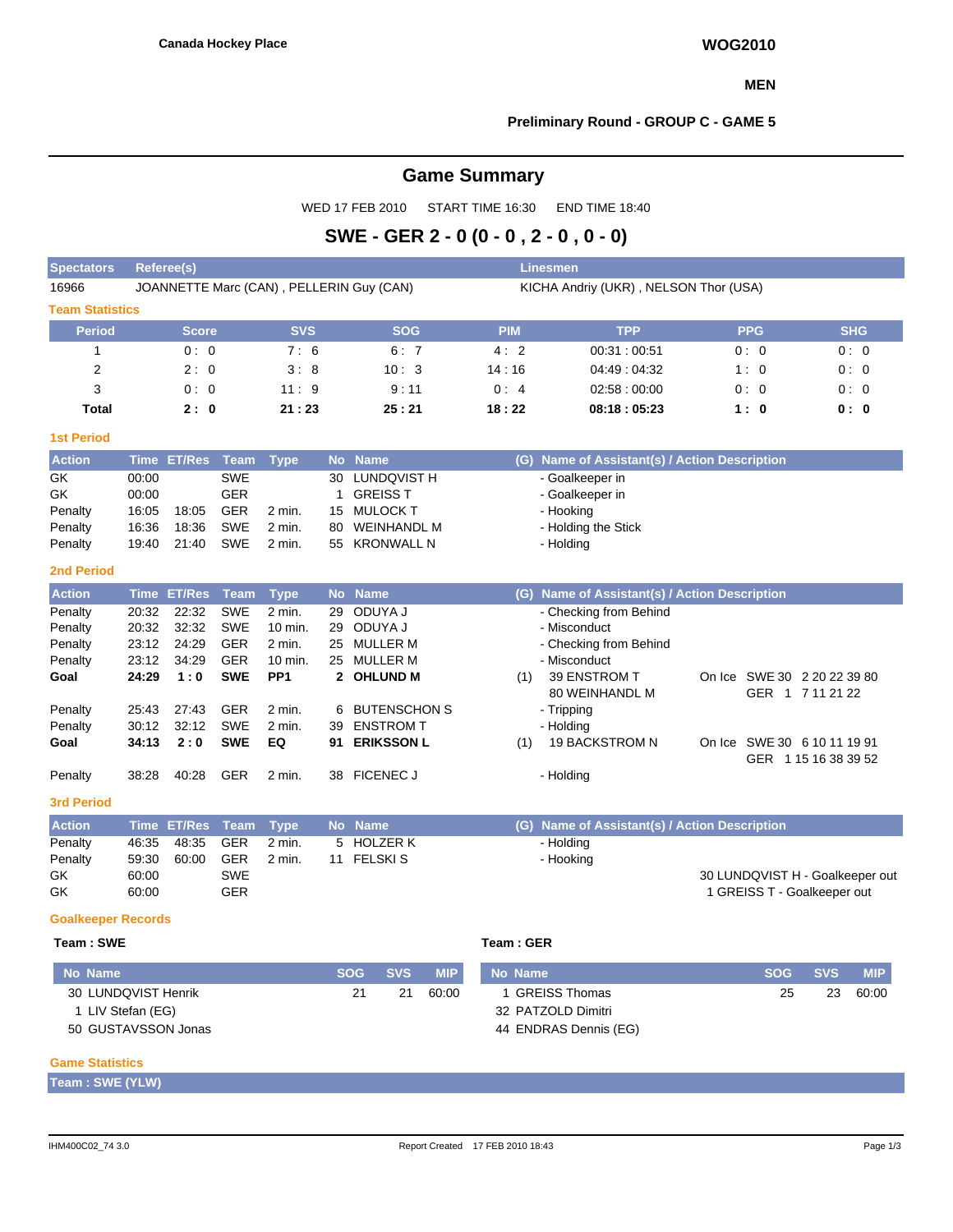Canada Hockey Place

**WOG2010**

**MEN**

**Preliminary Round - GROUP C - GAME 5**

# Game Summary

WED 17 FEB 2010 START TIME 16:30 END TIME 18:40

## SWE - GER 2 - 0 (0 - 0 , 2 - 0 , 0 - 0)

| Spectators | Referee(s) | Linesmen |
|---|---|---|
| 16966 | JOANNETTE Marc (CAN) , PELLERIN Guy (CAN) | KICHA Andriy (UKR) , NELSON Thor (USA) |

### Team Statistics

| Period | Score | SVS | SOG | PIM | TPP | PPG | SHG |
|---|---|---|---|---|---|---|---|
| 1 | 0 : 0 | 7 : 6 | 6 : 7 | 4 : 2 | 00:31 : 00:51 | 0 : 0 | 0 : 0 |
| 2 | 2 : 0 | 3 : 8 | 10 : 3 | 14 : 16 | 04:49 : 04:32 | 1 : 0 | 0 : 0 |
| 3 | 0 : 0 | 11 : 9 | 9 : 11 | 0 : 4 | 02:58 : 00:00 | 0 : 0 | 0 : 0 |
| **Total** | **2 : 0** | **21 : 23** | **25 : 21** | **18 : 22** | **08:18 : 05:23** | **1 : 0** | **0 : 0** |

### 1st Period

| Action | Time | ET/Res | Team | Type | No | Name | (G) | Name of Assistant(s) / Action Description | |
|---|---|---|---|---|---|---|---|---|---|
| GK | 00:00 | | SWE | | 30 | LUNDQVIST H | | - Goalkeeper in | |
| GK | 00:00 | | GER | | 1 | GREISS T | | - Goalkeeper in | |
| Penalty | 16:05 | 18:05 | GER | 2 min. | 15 | MULOCK T | | - Hooking | |
| Penalty | 16:36 | 18:36 | SWE | 2 min. | 80 | WEINHANDL M | | - Holding the Stick | |
| Penalty | 19:40 | 21:40 | SWE | 2 min. | 55 | KRONWALL N | | - Holding | |

### 2nd Period

| Action | Time | ET/Res | Team | Type | No | Name | (G) | Name of Assistant(s) / Action Description | |
|---|---|---|---|---|---|---|---|---|---|
| Penalty | 20:32 | 22:32 | SWE | 2 min. | 29 | ODUYA J | | - Checking from Behind | |
| Penalty | 20:32 | 32:32 | SWE | 10 min. | 29 | ODUYA J | | - Misconduct | |
| Penalty | 23:12 | 24:29 | GER | 2 min. | 25 | MULLER M | | - Checking from Behind | |
| Penalty | 23:12 | 34:29 | GER | 10 min. | 25 | MULLER M | | - Misconduct | |
| **Goal** | **24:29** | **1 : 0** | **SWE** | **PP1** | **2** | **OHLUND M** | (1) | 39 ENSTROM T<br>80 WEINHANDL M | On Ice SWE 30 2 20 22 39 80<br>GER 1 7 11 21 22 |
| Penalty | 25:43 | 27:43 | GER | 2 min. | 6 | BUTENSCHON S | | - Tripping | |
| Penalty | 30:12 | 32:12 | SWE | 2 min. | 39 | ENSTROM T | | - Holding | |
| **Goal** | **34:13** | **2 : 0** | **SWE** | **EQ** | **91** | **ERIKSSON L** | (1) | 19 BACKSTROM N | On Ice SWE 30 6 10 11 19 91<br>GER 1 15 16 38 39 52 |
| Penalty | 38:28 | 40:28 | GER | 2 min. | 38 | FICENEC J | | - Holding | |

### 3rd Period

| Action | Time | ET/Res | Team | Type | No | Name | (G) | Name of Assistant(s) / Action Description | |
|---|---|---|---|---|---|---|---|---|---|
| Penalty | 46:35 | 48:35 | GER | 2 min. | 5 | HOLZER K | | - Holding | |
| Penalty | 59:30 | 60:00 | GER | 2 min. | 11 | FELSKI S | | - Hooking | |
| GK | 60:00 | | SWE | | | | | | 30 LUNDQVIST H - Goalkeeper out |
| GK | 60:00 | | GER | | | | | | 1 GREISS T - Goalkeeper out |

### Goalkeeper Records

**Team : SWE**

| No Name | SOG | SVS | MIP |
|---|---|---|---|
| 30 LUNDQVIST Henrik | 21 | 21 | 60:00 |
| 1 LIV Stefan (EG) | | | |
| 50 GUSTAVSSON Jonas | | | |

**Team : GER**

| No Name | SOG | SVS | MIP |
|---|---|---|---|
| 1 GREISS Thomas | 25 | 23 | 60:00 |
| 32 PATZOLD Dimitri | | | |
| 44 ENDRAS Dennis (EG) | | | |

### Game Statistics

**Team : SWE (YLW)**

IHM400C02_74 3.0 Report Created 17 FEB 2010 18:43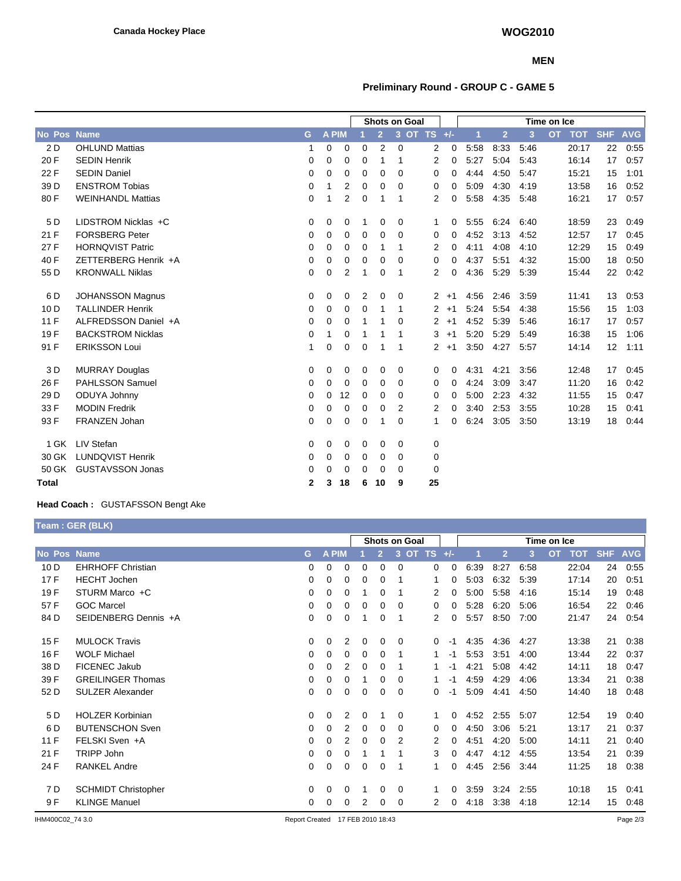**Canada Hockey Place**

**WOG2010**

**MEN**

**Preliminary Round - GROUP C - GAME 5**

| No | Pos | Name | G | A | PIM | Shots on Goal 1 | 2 | 3 | OT | TS | +/- | Time on Ice 1 | 2 | 3 | OT | TOT | SHF | AVG |
|---|---|---|---|---|---|---|---|---|---|---|---|---|---|---|---|---|---|---|
| 2 | D | OHLUND Mattias | 1 | 0 | 0 | 0 | 2 | 0 | | 2 | 0 | 5:58 | 8:33 | 5:46 | | 20:17 | 22 | 0:55 |
| 20 | F | SEDIN Henrik | 0 | 0 | 0 | 0 | 1 | 1 | | 2 | 0 | 5:27 | 5:04 | 5:43 | | 16:14 | 17 | 0:57 |
| 22 | F | SEDIN Daniel | 0 | 0 | 0 | 0 | 0 | 0 | | 0 | 0 | 4:44 | 4:50 | 5:47 | | 15:21 | 15 | 1:01 |
| 39 | D | ENSTROM Tobias | 0 | 1 | 2 | 0 | 0 | 0 | | 0 | 0 | 5:09 | 4:30 | 4:19 | | 13:58 | 16 | 0:52 |
| 80 | F | WEINHANDL Mattias | 0 | 1 | 2 | 0 | 1 | 1 | | 2 | 0 | 5:58 | 4:35 | 5:48 | | 16:21 | 17 | 0:57 |
| 5 | D | LIDSTROM Nicklas +C | 0 | 0 | 0 | 1 | 0 | 0 | | 1 | 0 | 5:55 | 6:24 | 6:40 | | 18:59 | 23 | 0:49 |
| 21 | F | FORSBERG Peter | 0 | 0 | 0 | 0 | 0 | 0 | | 0 | 0 | 4:52 | 3:13 | 4:52 | | 12:57 | 17 | 0:45 |
| 27 | F | HORNQVIST Patric | 0 | 0 | 0 | 0 | 1 | 1 | | 2 | 0 | 4:11 | 4:08 | 4:10 | | 12:29 | 15 | 0:49 |
| 40 | F | ZETTERBERG Henrik +A | 0 | 0 | 0 | 0 | 0 | 0 | | 0 | 0 | 4:37 | 5:51 | 4:32 | | 15:00 | 18 | 0:50 |
| 55 | D | KRONWALL Niklas | 0 | 0 | 2 | 1 | 0 | 1 | | 2 | 0 | 4:36 | 5:29 | 5:39 | | 15:44 | 22 | 0:42 |
| 6 | D | JOHANSSON Magnus | 0 | 0 | 0 | 2 | 0 | 0 | | 2 | +1 | 4:56 | 2:46 | 3:59 | | 11:41 | 13 | 0:53 |
| 10 | D | TALLINDER Henrik | 0 | 0 | 0 | 0 | 1 | 1 | | 2 | +1 | 5:24 | 5:54 | 4:38 | | 15:56 | 15 | 1:03 |
| 11 | F | ALFREDSSON Daniel +A | 0 | 0 | 0 | 1 | 1 | 0 | | 2 | +1 | 4:52 | 5:39 | 5:46 | | 16:17 | 17 | 0:57 |
| 19 | F | BACKSTROM Nicklas | 0 | 1 | 0 | 1 | 1 | 1 | | 3 | +1 | 5:20 | 5:29 | 5:49 | | 16:38 | 15 | 1:06 |
| 91 | F | ERIKSSON Loui | 1 | 0 | 0 | 0 | 1 | 1 | | 2 | +1 | 3:50 | 4:27 | 5:57 | | 14:14 | 12 | 1:11 |
| 3 | D | MURRAY Douglas | 0 | 0 | 0 | 0 | 0 | 0 | | 0 | 0 | 4:31 | 4:21 | 3:56 | | 12:48 | 17 | 0:45 |
| 26 | F | PAHLSSON Samuel | 0 | 0 | 0 | 0 | 0 | 0 | | 0 | 0 | 4:24 | 3:09 | 3:47 | | 11:20 | 16 | 0:42 |
| 29 | D | ODUYA Johnny | 0 | 0 | 12 | 0 | 0 | 0 | | 0 | 0 | 5:00 | 2:23 | 4:32 | | 11:55 | 15 | 0:47 |
| 33 | F | MODIN Fredrik | 0 | 0 | 0 | 0 | 0 | 2 | | 2 | 0 | 3:40 | 2:53 | 3:55 | | 10:28 | 15 | 0:41 |
| 93 | F | FRANZEN Johan | 0 | 0 | 0 | 0 | 1 | 0 | | 1 | 0 | 6:24 | 3:05 | 3:50 | | 13:19 | 18 | 0:44 |
| 1 | GK | LIV Stefan | 0 | 0 | 0 | 0 | 0 | 0 | | 0 | | | | | | | | |
| 30 | GK | LUNDQVIST Henrik | 0 | 0 | 0 | 0 | 0 | 0 | | 0 | | | | | | | | |
| 50 | GK | GUSTAVSSON Jonas | 0 | 0 | 0 | 0 | 0 | 0 | | 0 | | | | | | | | |
| **Total** | | | **2** | **3** | **18** | **6** | **10** | **9** | | **25** | | | | | | | | |

**Head Coach :** GUSTAFSSON Bengt Ake

**Team : GER (BLK)**

| No | Pos | Name | G | A | PIM | Shots on Goal 1 | 2 | 3 | OT | TS | +/- | Time on Ice 1 | 2 | 3 | OT | TOT | SHF | AVG |
|---|---|---|---|---|---|---|---|---|---|---|---|---|---|---|---|---|---|---|
| 10 | D | EHRHOFF Christian | 0 | 0 | 0 | 0 | 0 | 0 | | 0 | 0 | 6:39 | 8:27 | 6:58 | | 22:04 | 24 | 0:55 |
| 17 | F | HECHT Jochen | 0 | 0 | 0 | 0 | 0 | 1 | | 1 | 0 | 5:03 | 6:32 | 5:39 | | 17:14 | 20 | 0:51 |
| 19 | F | STURM Marco +C | 0 | 0 | 0 | 1 | 0 | 1 | | 2 | 0 | 5:00 | 5:58 | 4:16 | | 15:14 | 19 | 0:48 |
| 57 | F | GOC Marcel | 0 | 0 | 0 | 0 | 0 | 0 | | 0 | 0 | 5:28 | 6:20 | 5:06 | | 16:54 | 22 | 0:46 |
| 84 | D | SEIDENBERG Dennis +A | 0 | 0 | 0 | 1 | 0 | 1 | | 2 | 0 | 5:57 | 8:50 | 7:00 | | 21:47 | 24 | 0:54 |
| 15 | F | MULOCK Travis | 0 | 0 | 2 | 0 | 0 | 0 | | 0 | -1 | 4:35 | 4:36 | 4:27 | | 13:38 | 21 | 0:38 |
| 16 | F | WOLF Michael | 0 | 0 | 0 | 0 | 0 | 1 | | 1 | -1 | 5:53 | 3:51 | 4:00 | | 13:44 | 22 | 0:37 |
| 38 | D | FICENEC Jakub | 0 | 0 | 2 | 0 | 0 | 1 | | 1 | -1 | 4:21 | 5:08 | 4:42 | | 14:11 | 18 | 0:47 |
| 39 | F | GREILINGER Thomas | 0 | 0 | 0 | 1 | 0 | 0 | | 1 | -1 | 4:59 | 4:29 | 4:06 | | 13:34 | 21 | 0:38 |
| 52 | D | SULZER Alexander | 0 | 0 | 0 | 0 | 0 | 0 | | 0 | -1 | 5:09 | 4:41 | 4:50 | | 14:40 | 18 | 0:48 |
| 5 | D | HOLZER Korbinian | 0 | 0 | 2 | 0 | 1 | 0 | | 1 | 0 | 4:52 | 2:55 | 5:07 | | 12:54 | 19 | 0:40 |
| 6 | D | BUTENSCHON Sven | 0 | 0 | 2 | 0 | 0 | 0 | | 0 | 0 | 4:50 | 3:06 | 5:21 | | 13:17 | 21 | 0:37 |
| 11 | F | FELSKI Sven +A | 0 | 0 | 2 | 0 | 0 | 2 | | 2 | 0 | 4:51 | 4:20 | 5:00 | | 14:11 | 21 | 0:40 |
| 21 | F | TRIPP John | 0 | 0 | 0 | 1 | 1 | 1 | | 3 | 0 | 4:47 | 4:12 | 4:55 | | 13:54 | 21 | 0:39 |
| 24 | F | RANKEL Andre | 0 | 0 | 0 | 0 | 0 | 1 | | 1 | 0 | 4:45 | 2:56 | 3:44 | | 11:25 | 18 | 0:38 |
| 7 | D | SCHMIDT Christopher | 0 | 0 | 0 | 1 | 0 | 0 | | 1 | 0 | 3:59 | 3:24 | 2:55 | | 10:18 | 15 | 0:41 |
| 9 | F | KLINGE Manuel | 0 | 0 | 0 | 2 | 0 | 0 | | 2 | 0 | 4:18 | 3:38 | 4:18 | | 12:14 | 15 | 0:48 |

IHM400C02_74 3.0 Report Created 17 FEB 2010 18:43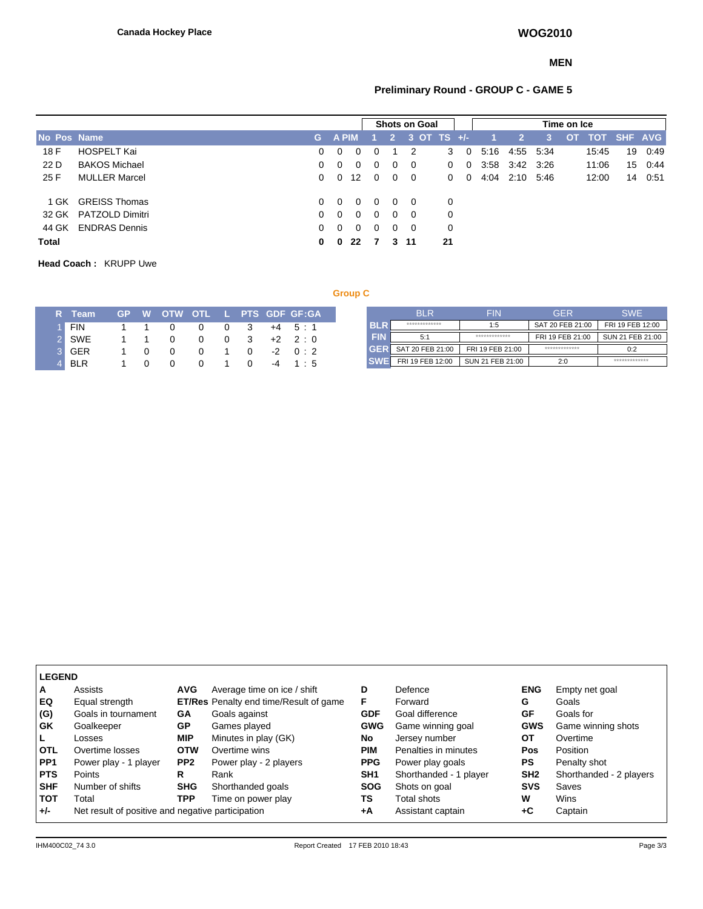Canada Hockey Place

**WOG2010**

**MEN**

**Preliminary Round - GROUP C - GAME 5**

| | | | | | | Shots on Goal | | | | | | Time on Ice | | | | | | |
|---|---|---|---|---|---|---|---|---|---|---|---|---|---|---|---|---|---|---|
| No | Pos | Name | G | A | PIM | 1 | 2 | 3 | OT | TS | +/- | 1 | 2 | 3 | OT | TOT | SHF | AVG |
| 18 | F | HOSPELT Kai | 0 | 0 | 0 | 0 | 1 | 2 | | 3 | 0 | 5:16 | 4:55 | 5:34 | | 15:45 | 19 | 0:49 |
| 22 | D | BAKOS Michael | 0 | 0 | 0 | 0 | 0 | 0 | | 0 | 0 | 3:58 | 3:42 | 3:26 | | 11:06 | 15 | 0:44 |
| 25 | F | MULLER Marcel | 0 | 0 | 12 | 0 | 0 | 0 | | 0 | 0 | 4:04 | 2:10 | 5:46 | | 12:00 | 14 | 0:51 |
| 1 | GK | GREISS Thomas | 0 | 0 | 0 | 0 | 0 | 0 | | 0 | | | | | | | | |
| 32 | GK | PATZOLD Dimitri | 0 | 0 | 0 | 0 | 0 | 0 | | 0 | | | | | | | | |
| 44 | GK | ENDRAS Dennis | 0 | 0 | 0 | 0 | 0 | 0 | | 0 | | | | | | | | |
| **Total** | | | **0** | **0** | **22** | **7** | **3** | **11** | | **21** | | | | | | | | |

**Head Coach :** KRUPP Uwe

**Group C**

| R | Team | GP | W | OTW | OTL | L | PTS | GDF | GF:GA |
|---|---|---|---|---|---|---|---|---|---|
| 1 | FIN | 1 | 1 | 0 | 0 | 0 | 3 | +4 | 5 : 1 |
| 2 | SWE | 1 | 1 | 0 | 0 | 0 | 3 | +2 | 2 : 0 |
| 3 | GER | 1 | 0 | 0 | 0 | 1 | 0 | -2 | 0 : 2 |
| 4 | BLR | 1 | 0 | 0 | 0 | 1 | 0 | -4 | 1 : 5 |

| | BLR | FIN | GER | SWE |
|---|---|---|---|---|
| **BLR** | ************* | 1:5 | SAT 20 FEB 21:00 | FRI 19 FEB 12:00 |
| **FIN** | 5:1 | ************* | FRI 19 FEB 21:00 | SUN 21 FEB 21:00 |
| **GER** | SAT 20 FEB 21:00 | FRI 19 FEB 21:00 | ************* | 0:2 |
| **SWE** | FRI 19 FEB 12:00 | SUN 21 FEB 21:00 | 2:0 | ************* |

**LEGEND**

| | | | | | | | |
|---|---|---|---|---|---|---|---|
| **A** | Assists | **AVG** | Average time on ice / shift | **D** | Defence | **ENG** | Empty net goal |
| **EQ** | Equal strength | **ET/Res** | Penalty end time/Result of game | **F** | Forward | **G** | Goals |
| **(G)** | Goals in tournament | **GA** | Goals against | **GDF** | Goal difference | **GF** | Goals for |
| **GK** | Goalkeeper | **GP** | Games played | **GWG** | Game winning goal | **GWS** | Game winning shots |
| **L** | Losses | **MIP** | Minutes in play (GK) | **No** | Jersey number | **OT** | Overtime |
| **OTL** | Overtime losses | **OTW** | Overtime wins | **PIM** | Penalties in minutes | **Pos** | Position |
| **PP1** | Power play - 1 player | **PP2** | Power play - 2 players | **PPG** | Power play goals | **PS** | Penalty shot |
| **PTS** | Points | **R** | Rank | **SH1** | Shorthanded - 1 player | **SH2** | Shorthanded - 2 players |
| **SHF** | Number of shifts | **SHG** | Shorthanded goals | **SOG** | Shots on goal | **SVS** | Saves |
| **TOT** | Total | **TPP** | Time on power play | **TS** | Total shots | **W** | Wins |
| **+/-** | Net result of positive and negative participation | | | **+A** | Assistant captain | **+C** | Captain |

IHM400C02_74 3.0 Report Created 17 FEB 2010 18:43